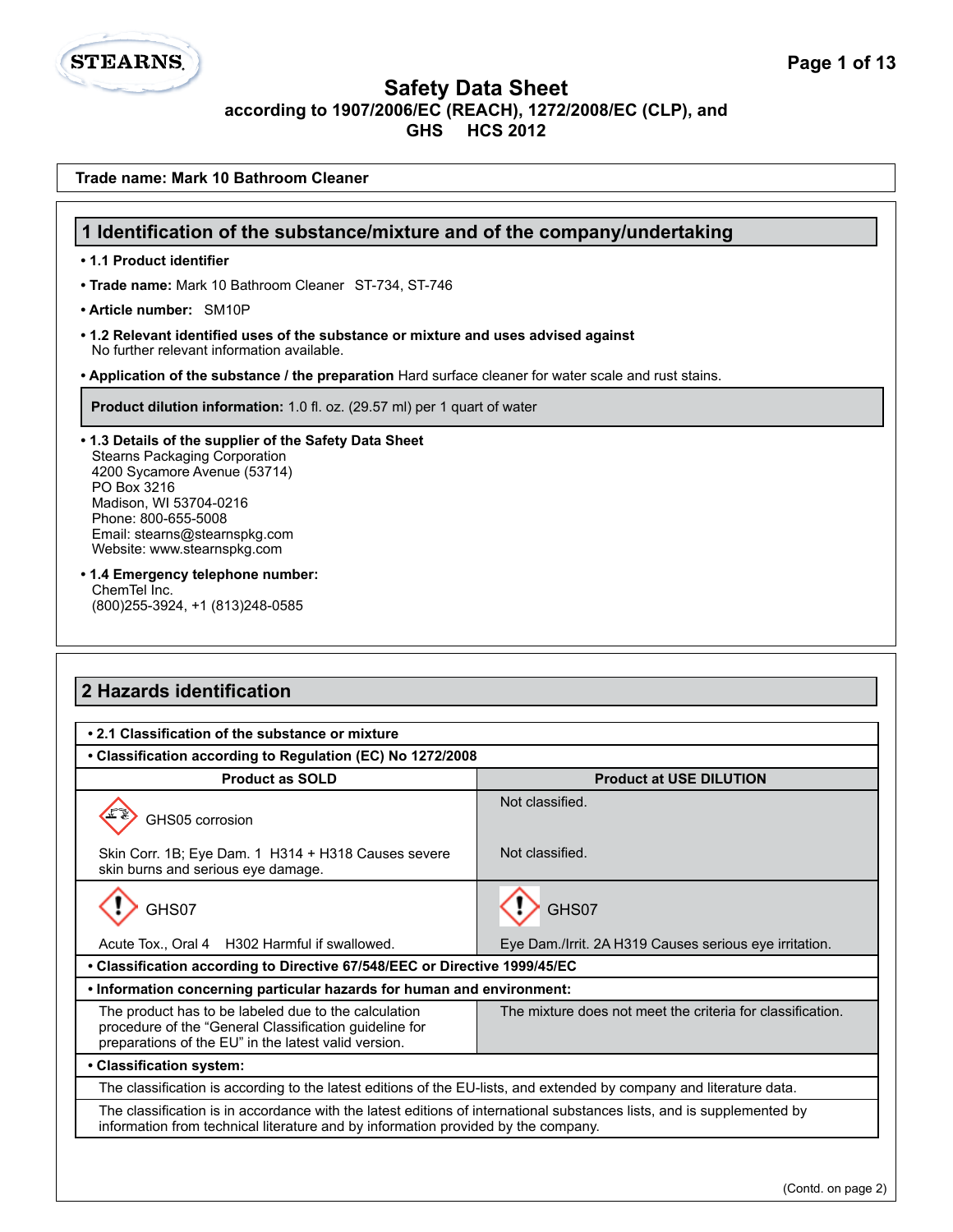# Safety Data Sheet

**according to 1907/2006/EC (REACH), 1272/2008/EC (CLP), and GHS HCS 2012**

**Trade name: Mark 10 Bathroom Cleaner**

## 1 Identification of the substance/mixture and of the company/undertaking

- **1.1 Product identifier**
- **Trade name:** Mark 10 Bathroom Cleaner ST-734, ST-746
- **Article number:** SM10P
- **1.2 Relevant identified uses of the substance or mixture and uses advised against**
  No further relevant information available.
- **Application of the substance / the preparation** Hard surface cleaner for water scale and rust stains.

**Product dilution information:** 1.0 fl. oz. (29.57 ml) per 1 quart of water

- **1.3 Details of the supplier of the Safety Data Sheet**
  Stearns Packaging Corporation
  4200 Sycamore Avenue (53714)
  PO Box 3216
  Madison, WI 53704-0216
  Phone: 800-655-5008
  Email: stearns@stearnspkg.com
  Website: www.stearnspkg.com
- **1.4 Emergency telephone number:**
  ChemTel Inc.
  (800)255-3924, +1 (813)248-0585

## 2 Hazards identification

- **2.1 Classification of the substance or mixture**
- **Classification according to Regulation (EC) No 1272/2008**

| Product as SOLD | Product at USE DILUTION |
|---|---|
| GHS05 corrosion | Not classified. |
| Skin Corr. 1B; Eye Dam. 1 H314 + H318 Causes severe skin burns and serious eye damage. | Not classified. |
| GHS07 | GHS07 |
| Acute Tox., Oral 4 H302 Harmful if swallowed. | Eye Dam./Irrit. 2A H319 Causes serious eye irritation. |

- **Classification according to Directive 67/548/EEC or Directive 1999/45/EC**
- **Information concerning particular hazards for human and environment:**

| Product as SOLD | Product at USE DILUTION |
|---|---|
| The product has to be labeled due to the calculation procedure of the "General Classification guideline for preparations of the EU" in the latest valid version. | The mixture does not meet the criteria for classification. |

- **Classification system:**

The classification is according to the latest editions of the EU-lists, and extended by company and literature data.

The classification is in accordance with the latest editions of international substances lists, and is supplemented by information from technical literature and by information provided by the company.

(Contd. on page 2)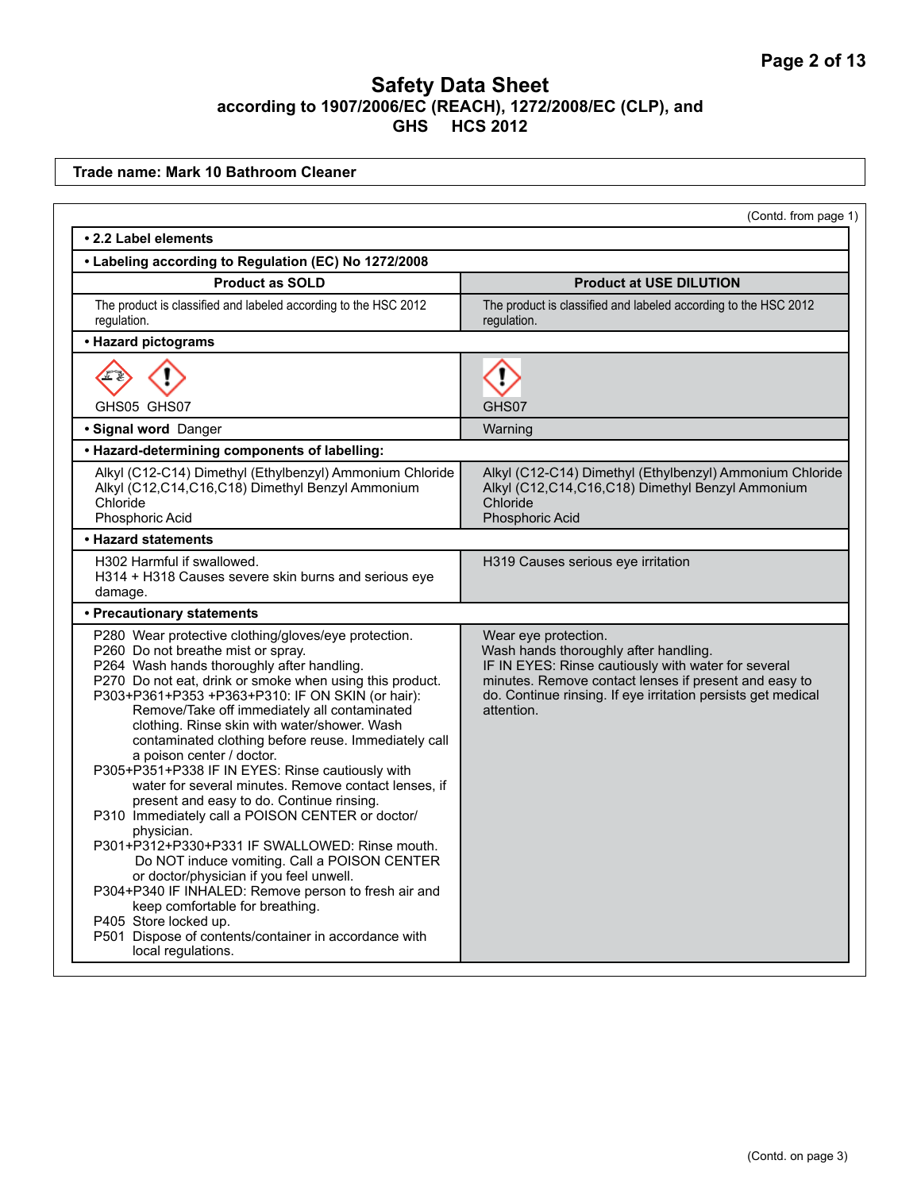# Safety Data Sheet

**according to 1907/2006/EC (REACH), 1272/2008/EC (CLP), and GHS HCS 2012**

**Trade name: Mark 10 Bathroom Cleaner**

(Contd. from page 1)

**• 2.2 Label elements**

**• Labeling according to Regulation (EC) No 1272/2008**

| Product as SOLD | Product at USE DILUTION |
|---|---|
| The product is classified and labeled according to the HSC 2012 regulation. | The product is classified and labeled according to the HSC 2012 regulation. |
| **• Hazard pictograms** | |
| GHS05 GHS07 | GHS07 |
| **• Signal word** Danger | Warning |
| **• Hazard-determining components of labelling:** | |
| Alkyl (C12-C14) Dimethyl (Ethylbenzyl) Ammonium Chloride<br>Alkyl (C12,C14,C16,C18) Dimethyl Benzyl Ammonium Chloride<br>Phosphoric Acid | Alkyl (C12-C14) Dimethyl (Ethylbenzyl) Ammonium Chloride<br>Alkyl (C12,C14,C16,C18) Dimethyl Benzyl Ammonium Chloride<br>Phosphoric Acid |
| **• Hazard statements** | |
| H302 Harmful if swallowed.<br>H314 + H318 Causes severe skin burns and serious eye damage. | H319 Causes serious eye irritation |
| **• Precautionary statements** | |
| P280 Wear protective clothing/gloves/eye protection.<br>P260 Do not breathe mist or spray.<br>P264 Wash hands thoroughly after handling.<br>P270 Do not eat, drink or smoke when using this product.<br>P303+P361+P353 +P363+P310: IF ON SKIN (or hair): Remove/Take off immediately all contaminated clothing. Rinse skin with water/shower. Wash contaminated clothing before reuse. Immediately call a poison center / doctor.<br>P305+P351+P338 IF IN EYES: Rinse cautiously with water for several minutes. Remove contact lenses, if present and easy to do. Continue rinsing.<br>P310 Immediately call a POISON CENTER or doctor/ physician.<br>P301+P312+P330+P331 IF SWALLOWED: Rinse mouth. Do NOT induce vomiting. Call a POISON CENTER or doctor/physician if you feel unwell.<br>P304+P340 IF INHALED: Remove person to fresh air and keep comfortable for breathing.<br>P405 Store locked up.<br>P501 Dispose of contents/container in accordance with local regulations. | Wear eye protection.<br>Wash hands thoroughly after handling.<br>IF IN EYES: Rinse cautiously with water for several minutes. Remove contact lenses if present and easy to do. Continue rinsing. If eye irritation persists get medical attention. |

(Contd. on page 3)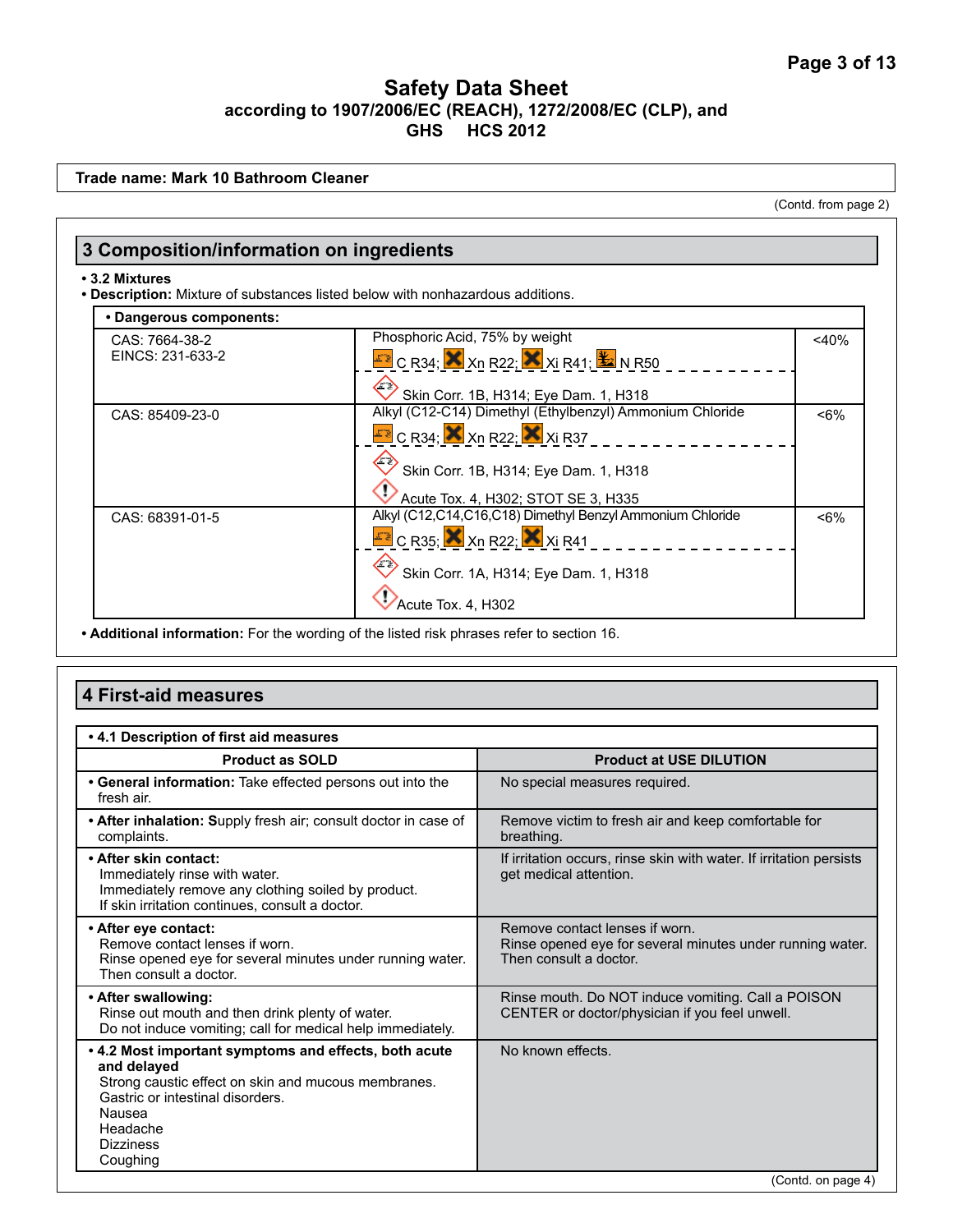**Trade name: Mark 10 Bathroom Cleaner**

(Contd. from page 2)

## 3 Composition/information on ingredients

- **3.2 Mixtures**
- **Description:** Mixture of substances listed below with nonhazardous additions.

| • Dangerous components: | | |
|---|---|---|
| CAS: 7664-38-2<br>EINCS: 231-633-2 | Phosphoric Acid, 75% by weight<br>C R34; Xn R22; Xi R41; N R50<br>Skin Corr. 1B, H314; Eye Dam. 1, H318 | <40% |
| CAS: 85409-23-0 | Alkyl (C12-C14) Dimethyl (Ethylbenzyl) Ammonium Chloride<br>C R34; Xn R22; Xi R37<br>Skin Corr. 1B, H314; Eye Dam. 1, H318<br>Acute Tox. 4, H302; STOT SE 3, H335 | <6% |
| CAS: 68391-01-5 | Alkyl (C12,C14,C16,C18) Dimethyl Benzyl Ammonium Chloride<br>C R35; Xn R22; Xi R41<br>Skin Corr. 1A, H314; Eye Dam. 1, H318<br>Acute Tox. 4, H302 | <6% |

- **Additional information:** For the wording of the listed risk phrases refer to section 16.

## 4 First-aid measures

**• 4.1 Description of first aid measures**

| Product as SOLD | Product at USE DILUTION |
|---|---|
| • **General information:** Take effected persons out into the fresh air. | No special measures required. |
| • **After inhalation:** Supply fresh air; consult doctor in case of complaints. | Remove victim to fresh air and keep comfortable for breathing. |
| • **After skin contact:**<br>Immediately rinse with water.<br>Immediately remove any clothing soiled by product.<br>If skin irritation continues, consult a doctor. | If irritation occurs, rinse skin with water. If irritation persists get medical attention. |
| • **After eye contact:**<br>Remove contact lenses if worn.<br>Rinse opened eye for several minutes under running water.<br>Then consult a doctor. | Remove contact lenses if worn.<br>Rinse opened eye for several minutes under running water.<br>Then consult a doctor. |
| • **After swallowing:**<br>Rinse out mouth and then drink plenty of water.<br>Do not induce vomiting; call for medical help immediately. | Rinse mouth. Do NOT induce vomiting. Call a POISON CENTER or doctor/physician if you feel unwell. |
| • **4.2 Most important symptoms and effects, both acute and delayed**<br>Strong caustic effect on skin and mucous membranes.<br>Gastric or intestinal disorders.<br>Nausea<br>Headache<br>Dizziness<br>Coughing | No known effects. |

(Contd. on page 4)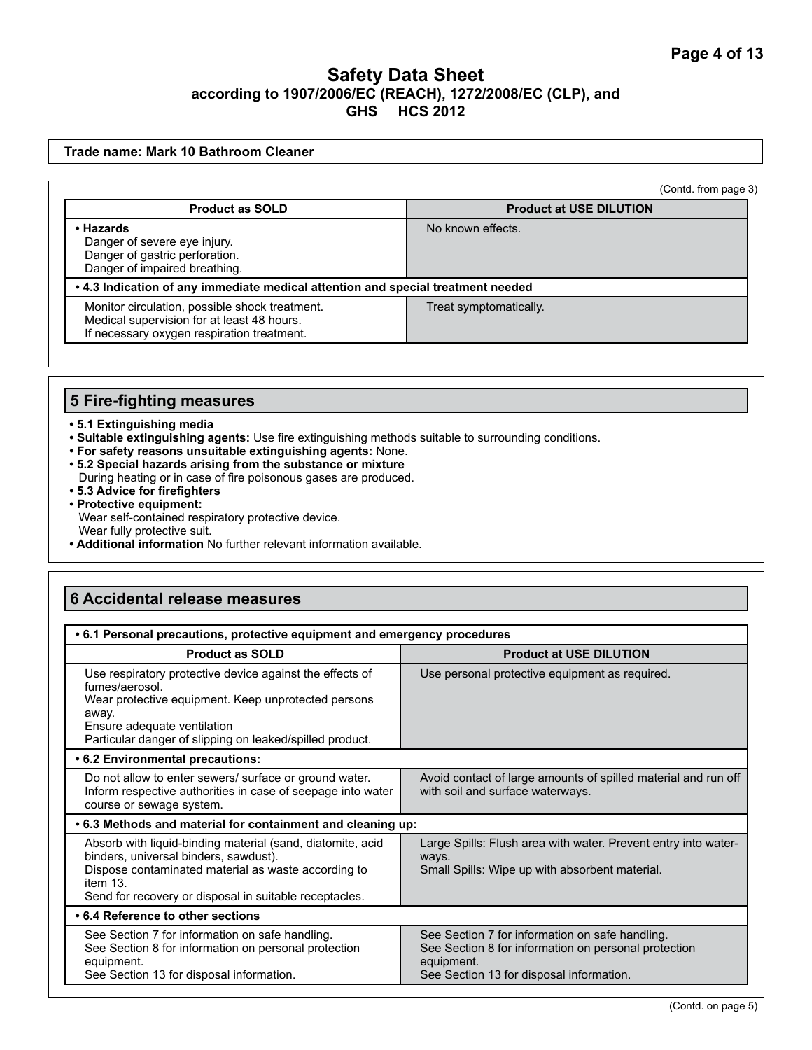## Safety Data Sheet
### according to 1907/2006/EC (REACH), 1272/2008/EC (CLP), and GHS HCS 2012

**Trade name: Mark 10 Bathroom Cleaner**

(Contd. from page 3)

| Product as SOLD | Product at USE DILUTION |
|---|---|
| **• Hazards**<br>Danger of severe eye injury.<br>Danger of gastric perforation.<br>Danger of impaired breathing. | No known effects. |
| **• 4.3 Indication of any immediate medical attention and special treatment needed** | |
| Monitor circulation, possible shock treatment.<br>Medical supervision for at least 48 hours.<br>If necessary oxygen respiration treatment. | Treat symptomatically. |

## 5 Fire-fighting measures

- **5.1 Extinguishing media**
- **Suitable extinguishing agents:** Use fire extinguishing methods suitable to surrounding conditions.
- **For safety reasons unsuitable extinguishing agents:** None.
- **5.2 Special hazards arising from the substance or mixture**
  During heating or in case of fire poisonous gases are produced.
- **5.3 Advice for firefighters**
- **Protective equipment:**
  Wear self-contained respiratory protective device.
  Wear fully protective suit.
- **Additional information** No further relevant information available.

## 6 Accidental release measures

| **• 6.1 Personal precautions, protective equipment and emergency procedures** | |
|---|---|
| **Product as SOLD** | **Product at USE DILUTION** |
| Use respiratory protective device against the effects of fumes/aerosol.<br>Wear protective equipment. Keep unprotected persons away.<br>Ensure adequate ventilation<br>Particular danger of slipping on leaked/spilled product. | Use personal protective equipment as required. |
| **• 6.2 Environmental precautions:** | |
| Do not allow to enter sewers/ surface or ground water.<br>Inform respective authorities in case of seepage into water course or sewage system. | Avoid contact of large amounts of spilled material and run off with soil and surface waterways. |
| **• 6.3 Methods and material for containment and cleaning up:** | |
| Absorb with liquid-binding material (sand, diatomite, acid binders, universal binders, sawdust).<br>Dispose contaminated material as waste according to item 13.<br>Send for recovery or disposal in suitable receptacles. | Large Spills: Flush area with water. Prevent entry into waterways.<br>Small Spills: Wipe up with absorbent material. |
| **• 6.4 Reference to other sections** | |
| See Section 7 for information on safe handling.<br>See Section 8 for information on personal protection equipment.<br>See Section 13 for disposal information. | See Section 7 for information on safe handling.<br>See Section 8 for information on personal protection equipment.<br>See Section 13 for disposal information. |

(Contd. on page 5)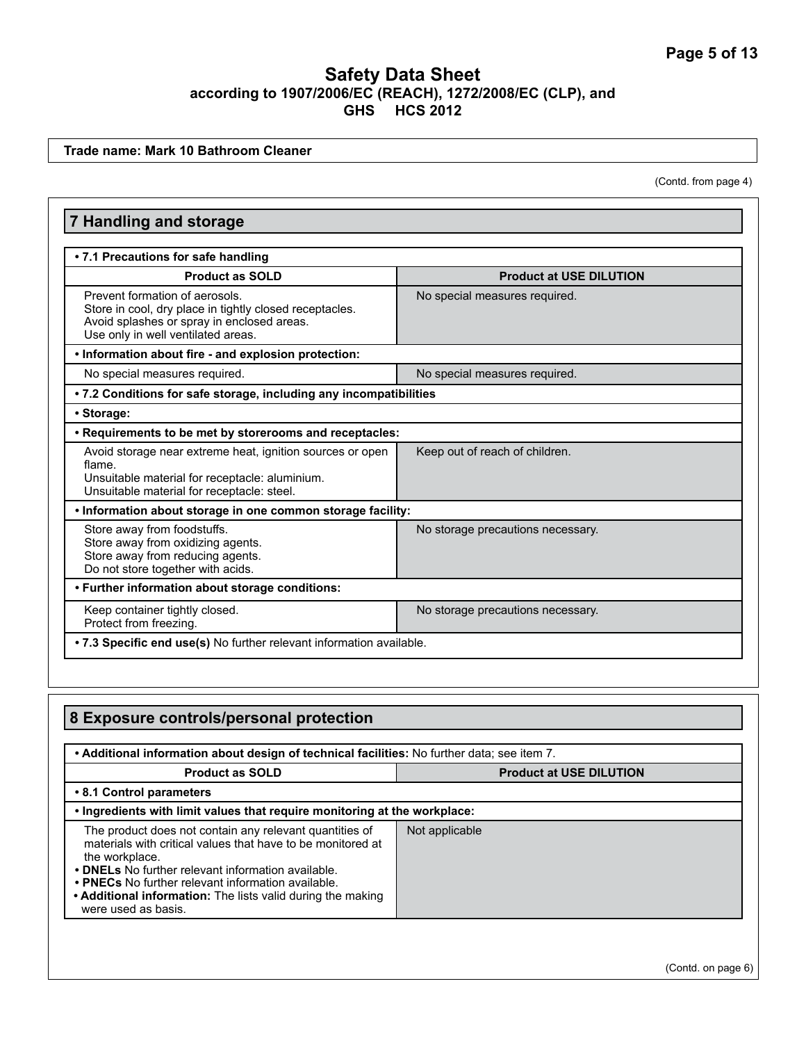# Safety Data Sheet

**according to 1907/2006/EC (REACH), 1272/2008/EC (CLP), and GHS HCS 2012**

**Trade name: Mark 10 Bathroom Cleaner**

(Contd. from page 4)

## 7 Handling and storage

**• 7.1 Precautions for safe handling**

| Product as SOLD | Product at USE DILUTION |
|---|---|
| Prevent formation of aerosols.<br>Store in cool, dry place in tightly closed receptacles.<br>Avoid splashes or spray in enclosed areas.<br>Use only in well ventilated areas. | No special measures required. |
| **• Information about fire - and explosion protection:** | |
| No special measures required. | No special measures required. |

**• 7.2 Conditions for safe storage, including any incompatibilities**

**• Storage:**

**• Requirements to be met by storerooms and receptacles:**

| Product as SOLD | Product at USE DILUTION |
|---|---|
| Avoid storage near extreme heat, ignition sources or open flame.<br>Unsuitable material for receptacle: aluminium.<br>Unsuitable material for receptacle: steel. | Keep out of reach of children. |
| **• Information about storage in one common storage facility:** | |
| Store away from foodstuffs.<br>Store away from oxidizing agents.<br>Store away from reducing agents.<br>Do not store together with acids. | No storage precautions necessary. |
| **• Further information about storage conditions:** | |
| Keep container tightly closed.<br>Protect from freezing. | No storage precautions necessary. |

**• 7.3 Specific end use(s)** No further relevant information available.

## 8 Exposure controls/personal protection

**• Additional information about design of technical facilities:** No further data; see item 7.

| Product as SOLD | Product at USE DILUTION |
|---|---|
| **• 8.1 Control parameters** | |
| **• Ingredients with limit values that require monitoring at the workplace:** | |
| The product does not contain any relevant quantities of materials with critical values that have to be monitored at the workplace.<br>**• DNELs** No further relevant information available.<br>**• PNECs** No further relevant information available.<br>**• Additional information:** The lists valid during the making were used as basis. | Not applicable |

(Contd. on page 6)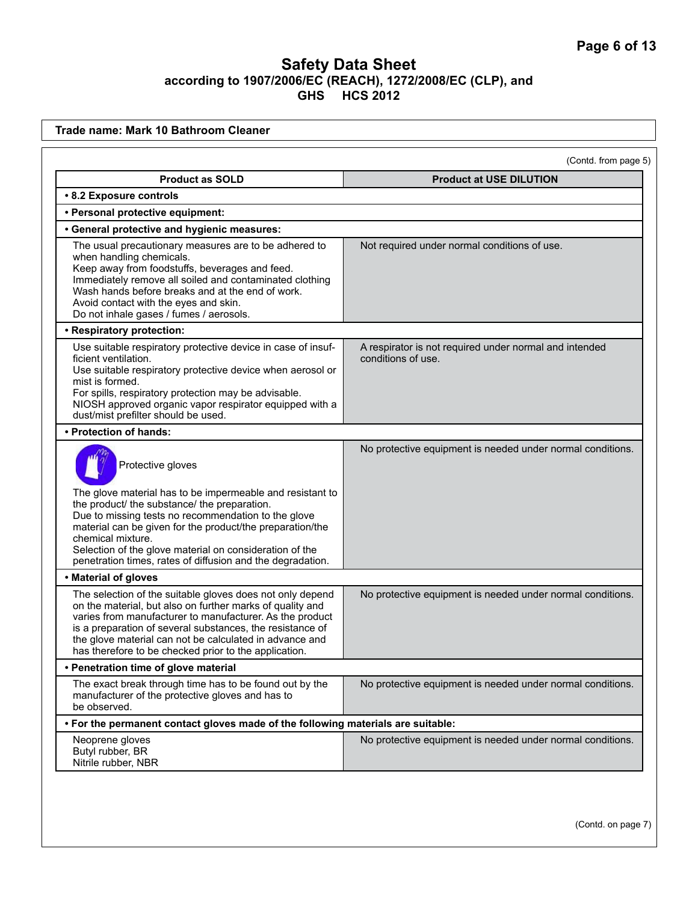# Safety Data Sheet
**according to 1907/2006/EC (REACH), 1272/2008/EC (CLP), and GHS HCS 2012**

**Trade name: Mark 10 Bathroom Cleaner**

(Contd. from page 5)

| Product as SOLD | Product at USE DILUTION |
|---|---|
| **• 8.2 Exposure controls** | |
| **• Personal protective equipment:** | |
| **• General protective and hygienic measures:** | |
| The usual precautionary measures are to be adhered to when handling chemicals.<br>Keep away from foodstuffs, beverages and feed.<br>Immediately remove all soiled and contaminated clothing<br>Wash hands before breaks and at the end of work.<br>Avoid contact with the eyes and skin.<br>Do not inhale gases / fumes / aerosols. | Not required under normal conditions of use. |
| **• Respiratory protection:** | |
| Use suitable respiratory protective device in case of insufficient ventilation.<br>Use suitable respiratory protective device when aerosol or mist is formed.<br>For spills, respiratory protection may be advisable.<br>NIOSH approved organic vapor respirator equipped with a dust/mist prefilter should be used. | A respirator is not required under normal and intended conditions of use. |
| **• Protection of hands:** | |
| Protective gloves<br>The glove material has to be impermeable and resistant to the product/ the substance/ the preparation.<br>Due to missing tests no recommendation to the glove material can be given for the product/the preparation/the chemical mixture.<br>Selection of the glove material on consideration of the penetration times, rates of diffusion and the degradation. | No protective equipment is needed under normal conditions. |
| **• Material of gloves** | |
| The selection of the suitable gloves does not only depend on the material, but also on further marks of quality and varies from manufacturer to manufacturer. As the product is a preparation of several substances, the resistance of the glove material can not be calculated in advance and has therefore to be checked prior to the application. | No protective equipment is needed under normal conditions. |
| **• Penetration time of glove material** | |
| The exact break through time has to be found out by the manufacturer of the protective gloves and has to be observed. | No protective equipment is needed under normal conditions. |
| **• For the permanent contact gloves made of the following materials are suitable:** | |
| Neoprene gloves<br>Butyl rubber, BR<br>Nitrile rubber, NBR | No protective equipment is needed under normal conditions. |

(Contd. on page 7)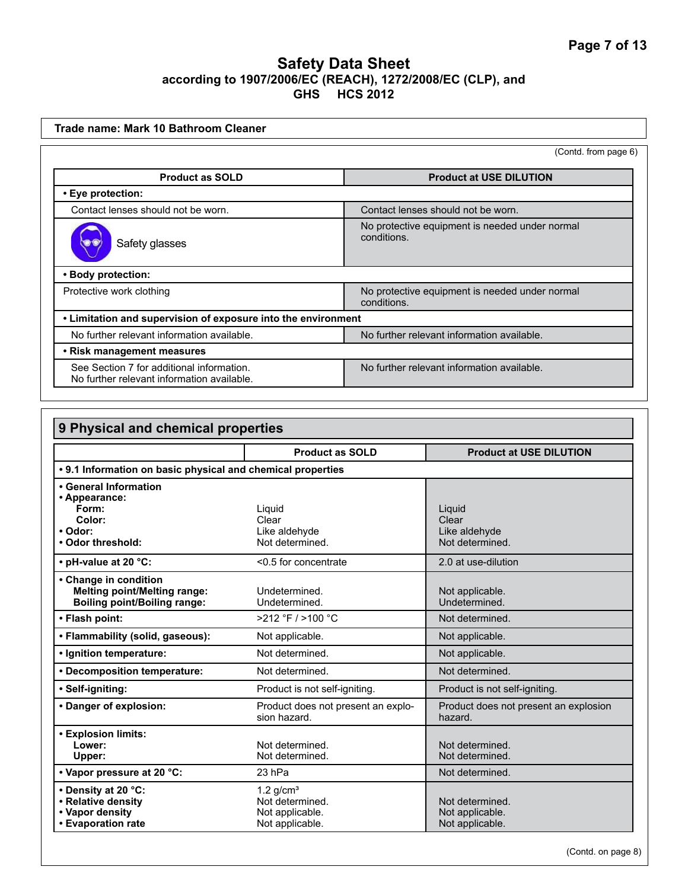# Safety Data Sheet
according to 1907/2006/EC (REACH), 1272/2008/EC (CLP), and GHS HCS 2012

**Trade name: Mark 10 Bathroom Cleaner**

(Contd. from page 6)

| Product as SOLD | Product at USE DILUTION |
|---|---|
| **• Eye protection:** | |
| Contact lenses should not be worn. | Contact lenses should not be worn. |
| Safety glasses | No protective equipment is needed under normal conditions. |
| **• Body protection:** | |
| Protective work clothing | No protective equipment is needed under normal conditions. |
| **• Limitation and supervision of exposure into the environment** | |
| No further relevant information available. | No further relevant information available. |
| **• Risk management measures** | |
| See Section 7 for additional information.<br>No further relevant information available. | No further relevant information available. |

## 9 Physical and chemical properties

| | Product as SOLD | Product at USE DILUTION |
|---|---|---|
| **• 9.1 Information on basic physical and chemical properties** | | |
| **• General Information** | | |
| **• Appearance:** | | |
| **Form:** | Liquid | Liquid |
| **Color:** | Clear | Clear |
| **• Odor:** | Like aldehyde | Like aldehyde |
| **• Odor threshold:** | Not determined. | Not determined. |
| **• pH-value at 20 °C:** | <0.5 for concentrate | 2.0 at use-dilution |
| **• Change in condition** | | |
| **Melting point/Melting range:** | Undetermined. | Not applicable. |
| **Boiling point/Boiling range:** | Undetermined. | Undetermined. |
| **• Flash point:** | >212 °F / >100 °C | Not determined. |
| **• Flammability (solid, gaseous):** | Not applicable. | Not applicable. |
| **• Ignition temperature:** | Not determined. | Not applicable. |
| **• Decomposition temperature:** | Not determined. | Not determined. |
| **• Self-igniting:** | Product is not self-igniting. | Product is not self-igniting. |
| **• Danger of explosion:** | Product does not present an explosion hazard. | Product does not present an explosion hazard. |
| **• Explosion limits:** | | |
| **Lower:** | Not determined. | Not determined. |
| **Upper:** | Not determined. | Not determined. |
| **• Vapor pressure at 20 °C:** | 23 hPa | Not determined. |
| **• Density at 20 °C:** | 1.2 g/cm³ | |
| **• Relative density** | Not determined. | Not determined. |
| **• Vapor density** | Not applicable. | Not applicable. |
| **• Evaporation rate** | Not applicable. | Not applicable. |

(Contd. on page 8)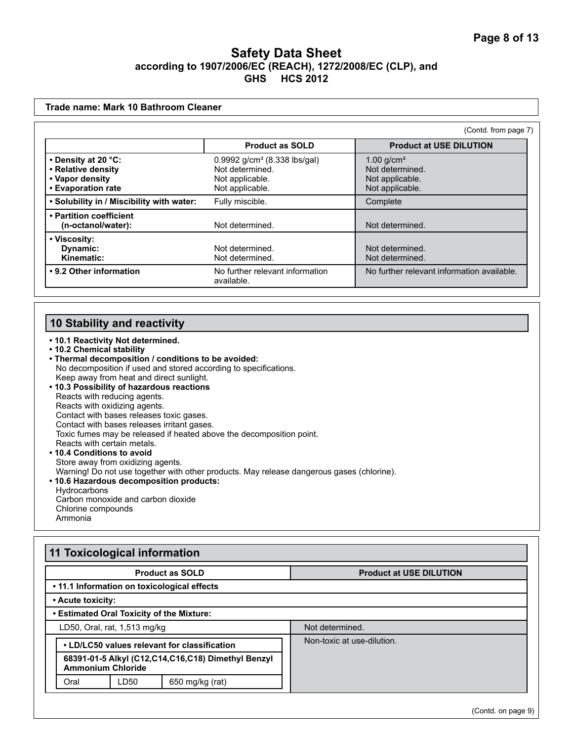# Safety Data Sheet
### according to 1907/2006/EC (REACH), 1272/2008/EC (CLP), and GHS HCS 2012

**Trade name: Mark 10 Bathroom Cleaner**

(Contd. from page 7)

| | Product as SOLD | Product at USE DILUTION |
|---|---|---|
| **• Density at 20 °C:**<br>**• Relative density**<br>**• Vapor density**<br>**• Evaporation rate** | 0.9992 g/cm³ (8.338 lbs/gal)<br>Not determined.<br>Not applicable.<br>Not applicable. | 1.00 g/cm³<br>Not determined.<br>Not applicable.<br>Not applicable. |
| **• Solubility in / Miscibility with water:** | Fully miscible. | Complete |
| **• Partition coefficient (n-octanol/water):** | Not determined. | Not determined. |
| **• Viscosity:**<br>**Dynamic:**<br>**Kinematic:** | <br>Not determined.<br>Not determined. | <br>Not determined.<br>Not determined. |
| **• 9.2 Other information** | No further relevant information available. | No further relevant information available. |

## 10 Stability and reactivity

- **10.1 Reactivity Not determined.**
- **10.2 Chemical stability**
- **Thermal decomposition / conditions to be avoided:**
  No decomposition if used and stored according to specifications.
  Keep away from heat and direct sunlight.
- **10.3 Possibility of hazardous reactions**
  Reacts with reducing agents.
  Reacts with oxidizing agents.
  Contact with bases releases toxic gases.
  Contact with bases releases irritant gases.
  Toxic fumes may be released if heated above the decomposition point.
  Reacts with certain metals.
- **10.4 Conditions to avoid**
  Store away from oxidizing agents.
  Warning! Do not use together with other products. May release dangerous gases (chlorine).
- **10.6 Hazardous decomposition products:**
  Hydrocarbons
  Carbon monoxide and carbon dioxide
  Chlorine compounds
  Ammonia

## 11 Toxicological information

| Product as SOLD | Product at USE DILUTION |
|---|---|
| **• 11.1 Information on toxicological effects** | |
| **• Acute toxicity:** | |
| **• Estimated Oral Toxicity of the Mixture:** | |
| LD50, Oral, rat, 1,513 mg/kg | Not determined. |
| **• LD/LC50 values relevant for classification** | Non-toxic at use-dilution. |

| **68391-01-5 Alkyl (C12,C14,C16,C18) Dimethyl Benzyl Ammonium Chloride** | | |
|---|---|---|
| Oral | LD50 | 650 mg/kg (rat) |

(Contd. on page 9)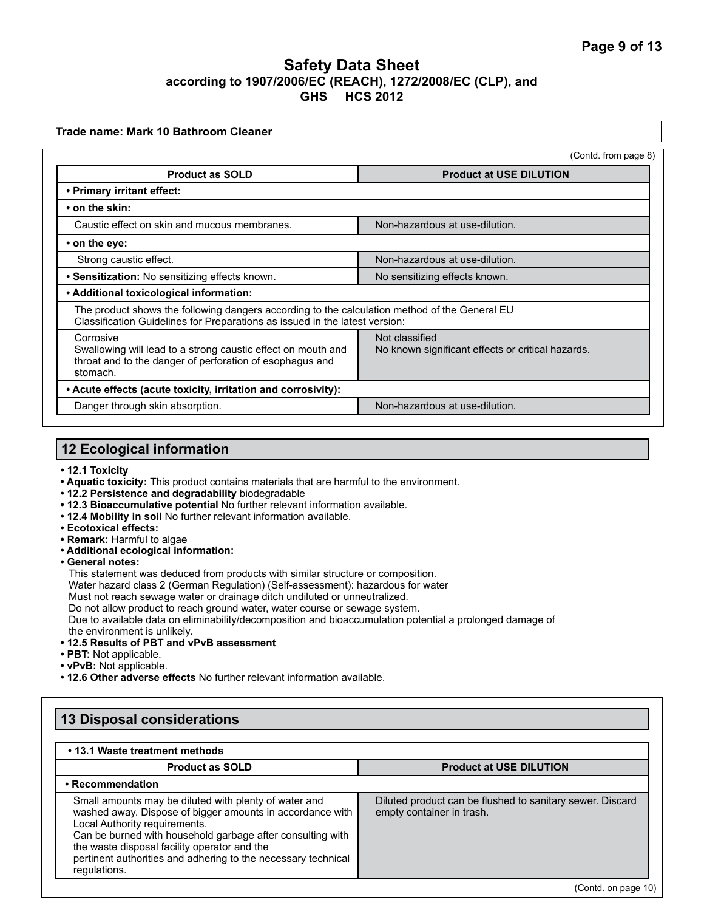# Safety Data Sheet
**according to 1907/2006/EC (REACH), 1272/2008/EC (CLP), and GHS HCS 2012**

**Trade name: Mark 10 Bathroom Cleaner**

(Contd. from page 8)

| Product as SOLD | Product at USE DILUTION |
|---|---|
| **• Primary irritant effect:** | |
| **• on the skin:** | |
| Caustic effect on skin and mucous membranes. | Non-hazardous at use-dilution. |
| **• on the eye:** | |
| Strong caustic effect. | Non-hazardous at use-dilution. |
| **• Sensitization:** No sensitizing effects known. | No sensitizing effects known. |
| **• Additional toxicological information:** | |
| The product shows the following dangers according to the calculation method of the General EU Classification Guidelines for Preparations as issued in the latest version: | |
| Corrosive<br>Swallowing will lead to a strong caustic effect on mouth and throat and to the danger of perforation of esophagus and stomach. | Not classified<br>No known significant effects or critical hazards. |
| **• Acute effects (acute toxicity, irritation and corrosivity):** | |
| Danger through skin absorption. | Non-hazardous at use-dilution. |

## 12 Ecological information

- **12.1 Toxicity**
- **Aquatic toxicity:** This product contains materials that are harmful to the environment.
- **12.2 Persistence and degradability** biodegradable
- **12.3 Bioaccumulative potential** No further relevant information available.
- **12.4 Mobility in soil** No further relevant information available.
- **Ecotoxical effects:**
- **Remark:** Harmful to algae
- **Additional ecological information:**
- **General notes:**

  This statement was deduced from products with similar structure or composition.
  Water hazard class 2 (German Regulation) (Self-assessment): hazardous for water
  Must not reach sewage water or drainage ditch undiluted or unneutralized.
  Do not allow product to reach ground water, water course or sewage system.
  Due to available data on eliminability/decomposition and bioaccumulation potential a prolonged damage of the environment is unlikely.
- **12.5 Results of PBT and vPvB assessment**
- **PBT:** Not applicable.
- **vPvB:** Not applicable.
- **12.6 Other adverse effects** No further relevant information available.

## 13 Disposal considerations

| **• 13.1 Waste treatment methods** | |
|---|---|
| **Product as SOLD** | **Product at USE DILUTION** |
| **• Recommendation** | |
| Small amounts may be diluted with plenty of water and washed away. Dispose of bigger amounts in accordance with Local Authority requirements.<br>Can be burned with household garbage after consulting with the waste disposal facility operator and the pertinent authorities and adhering to the necessary technical regulations. | Diluted product can be flushed to sanitary sewer. Discard empty container in trash. |

(Contd. on page 10)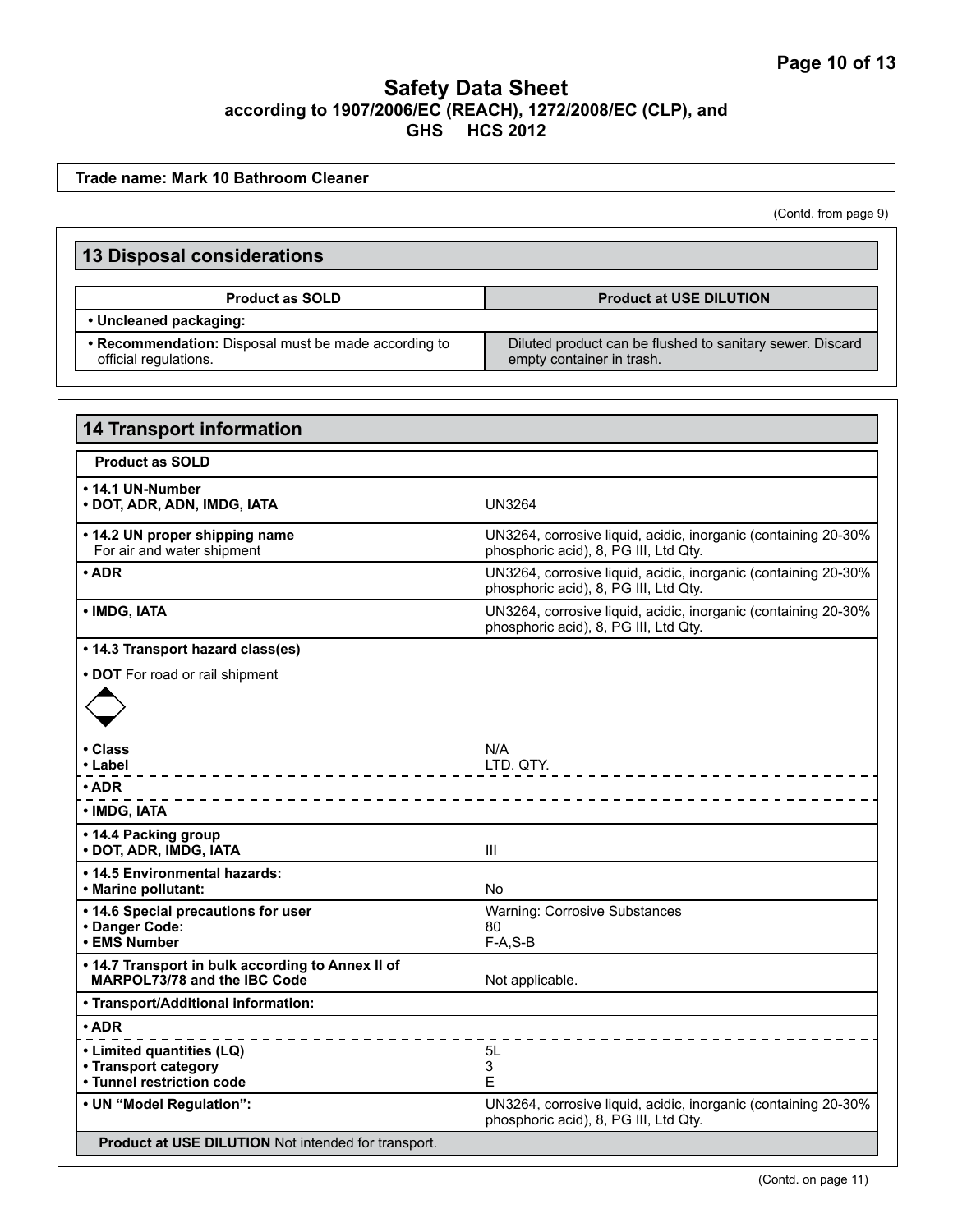# Safety Data Sheet

**according to 1907/2006/EC (REACH), 1272/2008/EC (CLP), and GHS HCS 2012**

**Trade name: Mark 10 Bathroom Cleaner**

(Contd. from page 9)

## 13 Disposal considerations

| Product as SOLD | Product at USE DILUTION |
|---|---|
| **• Uncleaned packaging:** | |
| **• Recommendation:** Disposal must be made according to official regulations. | Diluted product can be flushed to sanitary sewer. Discard empty container in trash. |

## 14 Transport information

**Product as SOLD**

| | |
|---|---|
| **• 14.1 UN-Number**<br>**• DOT, ADR, ADN, IMDG, IATA** | UN3264 |
| **• 14.2 UN proper shipping name**<br>For air and water shipment | UN3264, corrosive liquid, acidic, inorganic (containing 20-30% phosphoric acid), 8, PG III, Ltd Qty. |
| **• ADR** | UN3264, corrosive liquid, acidic, inorganic (containing 20-30% phosphoric acid), 8, PG III, Ltd Qty. |
| **• IMDG, IATA** | UN3264, corrosive liquid, acidic, inorganic (containing 20-30% phosphoric acid), 8, PG III, Ltd Qty. |
| **• 14.3 Transport hazard class(es)** | |
| **• DOT** For road or rail shipment | |
| **• Class** | N/A |
| **• Label** | LTD. QTY. |
| **• ADR** | |
| **• IMDG, IATA** | |
| **• 14.4 Packing group**<br>**• DOT, ADR, IMDG, IATA** | III |
| **• 14.5 Environmental hazards:**<br>**• Marine pollutant:** | No |
| **• 14.6 Special precautions for user** | Warning: Corrosive Substances |
| **• Danger Code:** | 80 |
| **• EMS Number** | F-A,S-B |
| **• 14.7 Transport in bulk according to Annex II of MARPOL73/78 and the IBC Code** | Not applicable. |
| **• Transport/Additional information:** | |
| **• ADR** | |
| **• Limited quantities (LQ)** | 5L |
| **• Transport category** | 3 |
| **• Tunnel restriction code** | E |
| **• UN "Model Regulation":** | UN3264, corrosive liquid, acidic, inorganic (containing 20-30% phosphoric acid), 8, PG III, Ltd Qty. |

**Product at USE DILUTION** Not intended for transport.

(Contd. on page 11)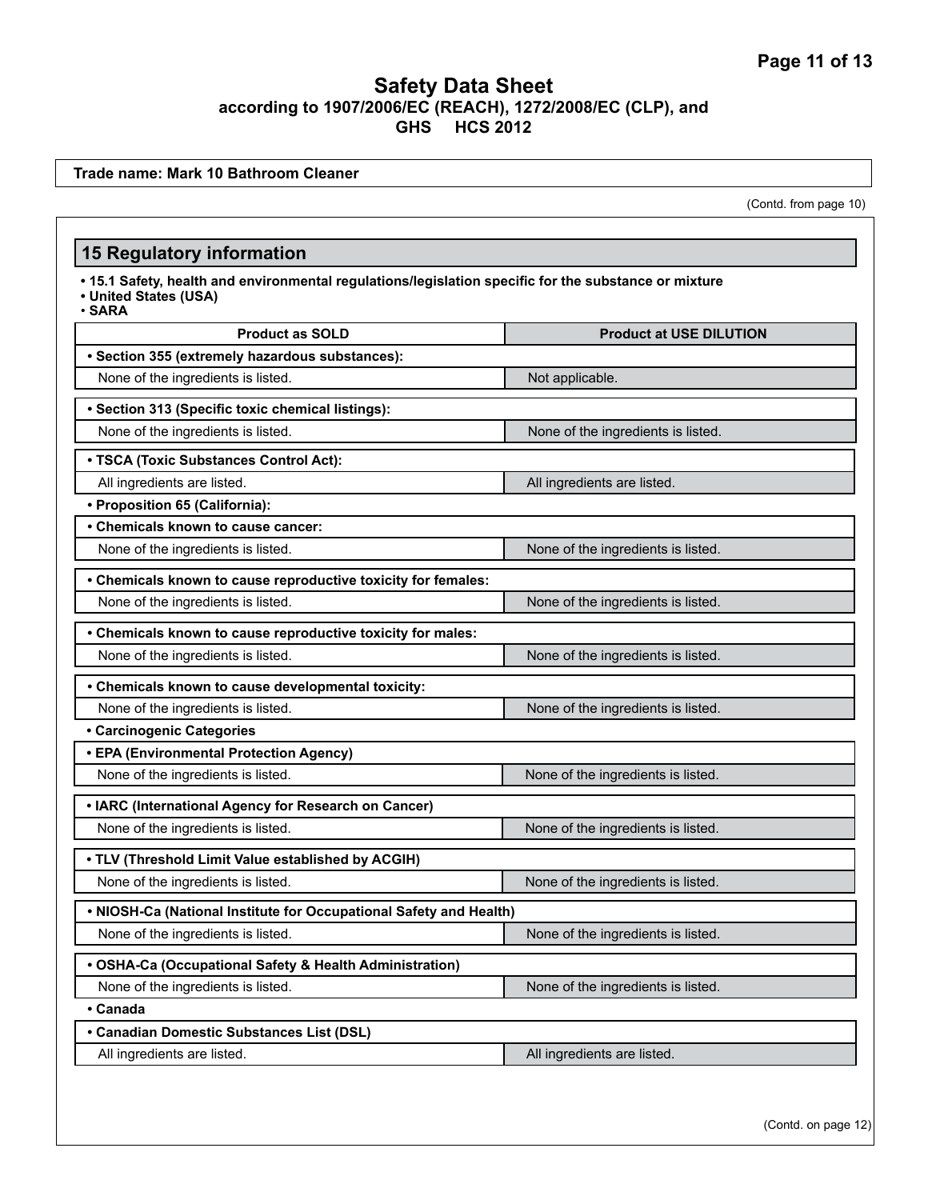## Safety Data Sheet
### according to 1907/2006/EC (REACH), 1272/2008/EC (CLP), and GHS HCS 2012

**Trade name: Mark 10 Bathroom Cleaner**

(Contd. from page 10)

## 15 Regulatory information

- **15.1 Safety, health and environmental regulations/legislation specific for the substance or mixture**
- **United States (USA)**
- **SARA**

| Product as SOLD | Product at USE DILUTION |
| --- | --- |
| **• Section 355 (extremely hazardous substances):** | |
| None of the ingredients is listed. | Not applicable. |
| **• Section 313 (Specific toxic chemical listings):** | |
| None of the ingredients is listed. | None of the ingredients is listed. |
| **• TSCA (Toxic Substances Control Act):** | |
| All ingredients are listed. | All ingredients are listed. |
| **• Proposition 65 (California):** | |
| **• Chemicals known to cause cancer:** | |
| None of the ingredients is listed. | None of the ingredients is listed. |
| **• Chemicals known to cause reproductive toxicity for females:** | |
| None of the ingredients is listed. | None of the ingredients is listed. |
| **• Chemicals known to cause reproductive toxicity for males:** | |
| None of the ingredients is listed. | None of the ingredients is listed. |
| **• Chemicals known to cause developmental toxicity:** | |
| None of the ingredients is listed. | None of the ingredients is listed. |
| **• Carcinogenic Categories** | |
| **• EPA (Environmental Protection Agency)** | |
| None of the ingredients is listed. | None of the ingredients is listed. |
| **• IARC (International Agency for Research on Cancer)** | |
| None of the ingredients is listed. | None of the ingredients is listed. |
| **• TLV (Threshold Limit Value established by ACGIH)** | |
| None of the ingredients is listed. | None of the ingredients is listed. |
| **• NIOSH-Ca (National Institute for Occupational Safety and Health)** | |
| None of the ingredients is listed. | None of the ingredients is listed. |
| **• OSHA-Ca (Occupational Safety & Health Administration)** | |
| None of the ingredients is listed. | None of the ingredients is listed. |
| **• Canada** | |
| **• Canadian Domestic Substances List (DSL)** | |
| All ingredients are listed. | All ingredients are listed. |

(Contd. on page 12)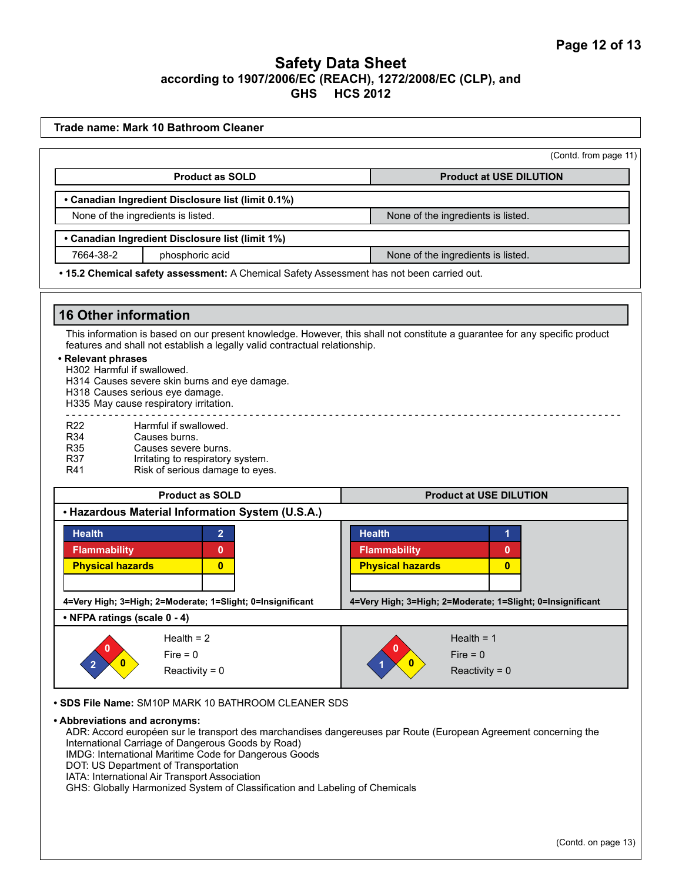**Trade name: Mark 10 Bathroom Cleaner**

(Contd. from page 11)

| Product as SOLD | | Product at USE DILUTION |
|---|---|---|
| **• Canadian Ingredient Disclosure list (limit 0.1%)** | | |
| None of the ingredients is listed. | | None of the ingredients is listed. |
| **• Canadian Ingredient Disclosure list (limit 1%)** | | |
| 7664-38-2 | phosphoric acid | None of the ingredients is listed. |

**• 15.2 Chemical safety assessment:** A Chemical Safety Assessment has not been carried out.

## 16 Other information

This information is based on our present knowledge. However, this shall not constitute a guarantee for any specific product features and shall not establish a legally valid contractual relationship.

**• Relevant phrases**

H302 Harmful if swallowed.
H314 Causes severe skin burns and eye damage.
H318 Causes serious eye damage.
H335 May cause respiratory irritation.

---

| | |
|---|---|
| R22 | Harmful if swallowed. |
| R34 | Causes burns. |
| R35 | Causes severe burns. |
| R37 | Irritating to respiratory system. |
| R41 | Risk of serious damage to eyes. |

**• Hazardous Material Information System (U.S.A.)**

| | Product as SOLD | Product at USE DILUTION |
|---|---|---|
| Health | 2 | 1 |
| Flammability | 0 | 0 |
| Physical hazards | 0 | 0 |

4=Very High; 3=High; 2=Moderate; 1=Slight; 0=Insignificant

**• NFPA ratings (scale 0 - 4)**

| | Product as SOLD | Product at USE DILUTION |
|---|---|---|
| Health | 2 | 1 |
| Fire | 0 | 0 |
| Reactivity | 0 | 0 |

**• SDS File Name:** SM10P MARK 10 BATHROOM CLEANER SDS

**• Abbreviations and acronyms:**

ADR: Accord européen sur le transport des marchandises dangereuses par Route (European Agreement concerning the International Carriage of Dangerous Goods by Road)
IMDG: International Maritime Code for Dangerous Goods
DOT: US Department of Transportation
IATA: International Air Transport Association
GHS: Globally Harmonized System of Classification and Labeling of Chemicals

(Contd. on page 13)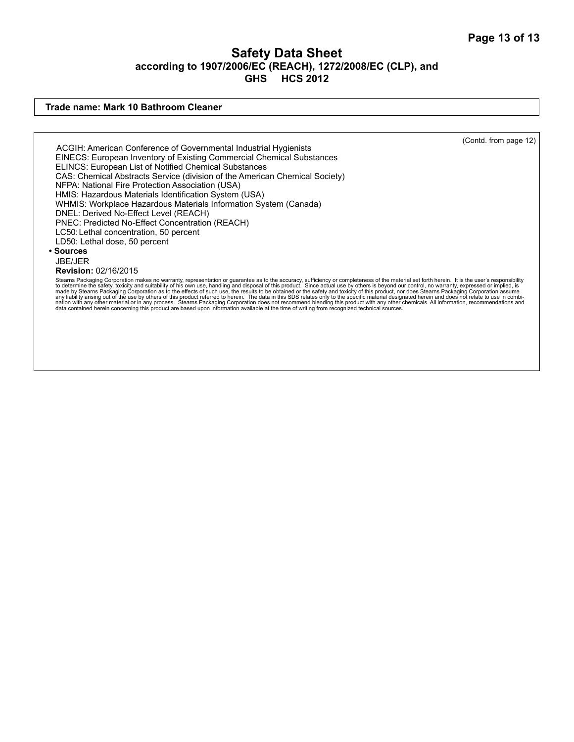**Trade name: Mark 10 Bathroom Cleaner**

(Contd. from page 12)

ACGIH: American Conference of Governmental Industrial Hygienists
EINECS: European Inventory of Existing Commercial Chemical Substances
ELINCS: European List of Notified Chemical Substances
CAS: Chemical Abstracts Service (division of the American Chemical Society)
NFPA: National Fire Protection Association (USA)
HMIS: Hazardous Materials Identification System (USA)
WHMIS: Workplace Hazardous Materials Information System (Canada)
DNEL: Derived No-Effect Level (REACH)
PNEC: Predicted No-Effect Concentration (REACH)
LC50: Lethal concentration, 50 percent
LD50: Lethal dose, 50 percent

- **Sources**

JBE/JER

**Revision:** 02/16/2015

Stearns Packaging Corporation makes no warranty, representation or guarantee as to the accuracy, sufficiency or completeness of the material set forth herein. It is the user's responsibility to determine the safety, toxicity and suitability of his own use, handling and disposal of this product. Since actual use by others is beyond our control, no warranty, expressed or implied, is made by Stearns Packaging Corporation as to the effects of such use, the results to be obtained or the safety and toxicity of this product, nor does Stearns Packaging Corporation assume any liability arising out of the use by others of this product referred to herein. The data in this SDS relates only to the specific material designated herein and does not relate to use in combination with any other material or in any process. Stearns Packaging Corporation does not recommend blending this product with any other chemicals. All information, recommendations and data contained herein concerning this product are based upon information available at the time of writing from recognized technical sources.